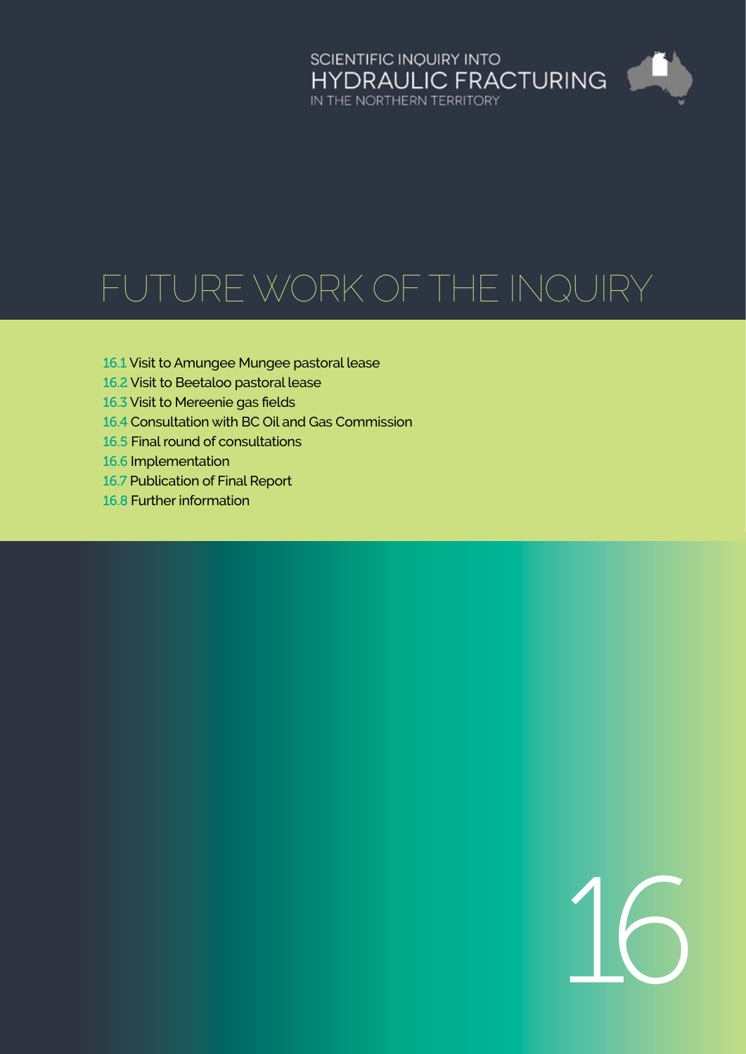SCIENTIFIC INQUIRY INTO
HYDRAULIC FRACTURING
IN THE NORTHERN TERRITORY

# FUTURE WORK OF THE INQUIRY

16.1 Visit to Amungee Mungee pastoral lease
16.2 Visit to Beetaloo pastoral lease
16.3 Visit to Mereenie gas fields
16.4 Consultation with BC Oil and Gas Commission
16.5 Final round of consultations
16.6 Implementation
16.7 Publication of Final Report
16.8 Further information

16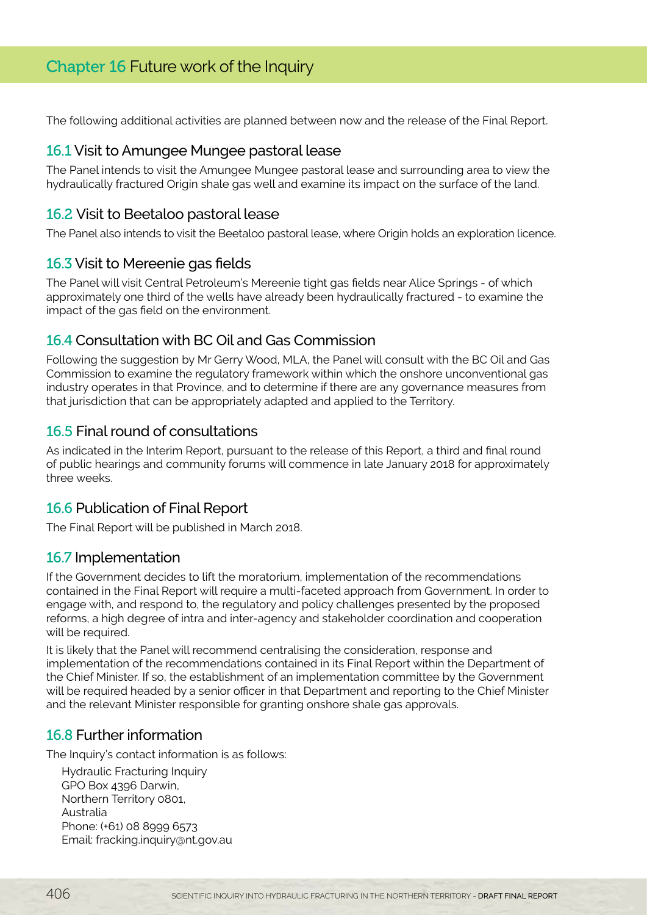# Chapter 16 Future work of the Inquiry

The following additional activities are planned between now and the release of the Final Report.

## 16.1 Visit to Amungee Mungee pastoral lease

The Panel intends to visit the Amungee Mungee pastoral lease and surrounding area to view the hydraulically fractured Origin shale gas well and examine its impact on the surface of the land.

## 16.2 Visit to Beetaloo pastoral lease

The Panel also intends to visit the Beetaloo pastoral lease, where Origin holds an exploration licence.

## 16.3 Visit to Mereenie gas fields

The Panel will visit Central Petroleum's Mereenie tight gas fields near Alice Springs - of which approximately one third of the wells have already been hydraulically fractured - to examine the impact of the gas field on the environment.

## 16.4 Consultation with BC Oil and Gas Commission

Following the suggestion by Mr Gerry Wood, MLA, the Panel will consult with the BC Oil and Gas Commission to examine the regulatory framework within which the onshore unconventional gas industry operates in that Province, and to determine if there are any governance measures from that jurisdiction that can be appropriately adapted and applied to the Territory.

## 16.5 Final round of consultations

As indicated in the Interim Report, pursuant to the release of this Report, a third and final round of public hearings and community forums will commence in late January 2018 for approximately three weeks.

## 16.6 Publication of Final Report

The Final Report will be published in March 2018.

## 16.7 Implementation

If the Government decides to lift the moratorium, implementation of the recommendations contained in the Final Report will require a multi-faceted approach from Government. In order to engage with, and respond to, the regulatory and policy challenges presented by the proposed reforms, a high degree of intra and inter-agency and stakeholder coordination and cooperation will be required.

It is likely that the Panel will recommend centralising the consideration, response and implementation of the recommendations contained in its Final Report within the Department of the Chief Minister. If so, the establishment of an implementation committee by the Government will be required headed by a senior officer in that Department and reporting to the Chief Minister and the relevant Minister responsible for granting onshore shale gas approvals.

## 16.8 Further information

The Inquiry's contact information is as follows:

Hydraulic Fracturing Inquiry
GPO Box 4396 Darwin,
Northern Territory 0801,
Australia
Phone: (+61) 08 8999 6573
Email: fracking.inquiry@nt.gov.au